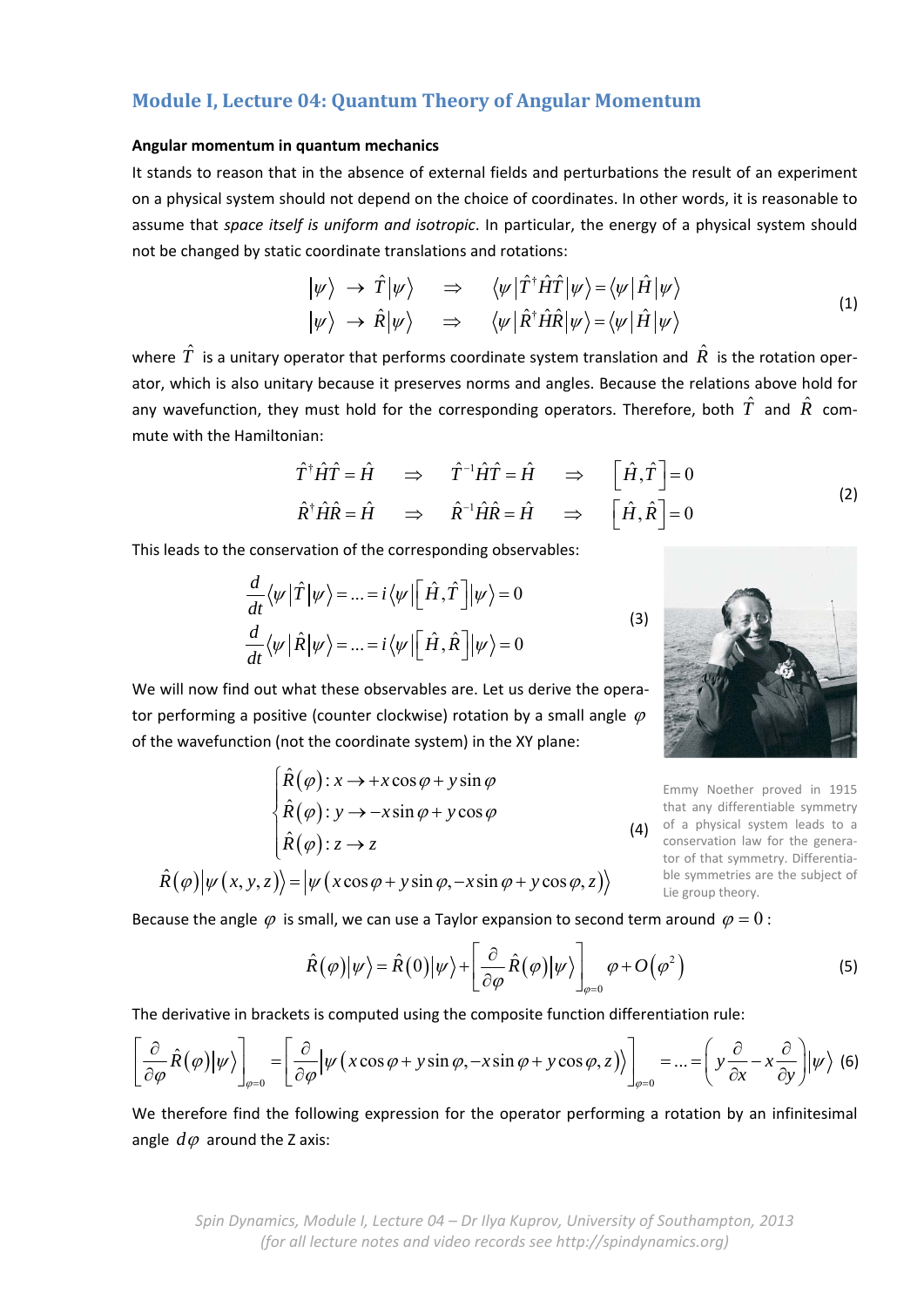## Module I, Lecture 04: Quantum Theory of Angular Momentum

**Angular momentum in quantum mechanics**

It stands to reason that in the absence of external fields and perturbations the result of an experiment on a physical system should not depend on the choice of coordinates. In other words, it is reasonable to assume that *space itself is uniform and isotropic*. In particular, the energy of a physical system should not be changed by static coordinate translations and rotations:

$$
\begin{aligned}
|\psi\rangle &\rightarrow \hat{T}|\psi\rangle \quad \Rightarrow \quad \langle\psi|\hat{T}^{\dagger}\hat{H}\hat{T}|\psi\rangle = \langle\psi|\hat{H}|\psi\rangle \\
|\psi\rangle &\rightarrow \hat{R}|\psi\rangle \quad \Rightarrow \quad \langle\psi|\hat{R}^{\dagger}\hat{H}\hat{R}|\psi\rangle = \langle\psi|\hat{H}|\psi\rangle
\end{aligned}
\tag{1}
$$

where $\hat{T}$ is a unitary operator that performs coordinate system translation and $\hat{R}$ is the rotation operator, which is also unitary because it preserves norms and angles. Because the relations above hold for any wavefunction, they must hold for the corresponding operators. Therefore, both $\hat{T}$ and $\hat{R}$ commute with the Hamiltonian:

$$
\begin{aligned}
\hat{T}^{\dagger}\hat{H}\hat{T} = \hat{H} \quad &\Rightarrow \quad \hat{T}^{-1}\hat{H}\hat{T} = \hat{H} \quad \Rightarrow \quad \left[\hat{H},\hat{T}\right] = 0 \\
\hat{R}^{\dagger}\hat{H}\hat{R} = \hat{H} \quad &\Rightarrow \quad \hat{R}^{-1}\hat{H}\hat{R} = \hat{H} \quad \Rightarrow \quad \left[\hat{H},\hat{R}\right] = 0
\end{aligned}
\tag{2}
$$

This leads to the conservation of the corresponding observables:

$$
\begin{aligned}
\frac{d}{dt}\langle\psi|\hat{T}|\psi\rangle &= ... = i\langle\psi|\left[\hat{H},\hat{T}\right]|\psi\rangle = 0 \\
\frac{d}{dt}\langle\psi|\hat{R}|\psi\rangle &= ... = i\langle\psi|\left[\hat{H},\hat{R}\right]|\psi\rangle = 0
\end{aligned}
\tag{3}
$$

Emmy Noether proved in 1915 that any differentiable symmetry of a physical system leads to a conservation law for the generator of that symmetry. Differentiable symmetries are the subject of Lie group theory.

We will now find out what these observables are. Let us derive the operator performing a positive (counter clockwise) rotation by a small angle $\varphi$ of the wavefunction (not the coordinate system) in the XY plane:

$$
\begin{cases}
\hat{R}(\varphi): x \rightarrow +x\cos\varphi + y\sin\varphi \\
\hat{R}(\varphi): y \rightarrow -x\sin\varphi + y\cos\varphi \\
\hat{R}(\varphi): z \rightarrow z
\end{cases}
\tag{4}
$$

$$
\hat{R}(\varphi)|\psi(x,y,z)\rangle = |\psi(x\cos\varphi + y\sin\varphi, -x\sin\varphi + y\cos\varphi, z)\rangle
$$

Because the angle $\varphi$ is small, we can use a Taylor expansion to second term around $\varphi = 0$:

$$
\hat{R}(\varphi)|\psi\rangle = \hat{R}(0)|\psi\rangle + \left[\frac{\partial}{\partial\varphi}\hat{R}(\varphi)|\psi\rangle\right]_{\varphi=0}\varphi + O(\varphi^2)
\tag{5}
$$

The derivative in brackets is computed using the composite function differentiation rule:

$$
\left[\frac{\partial}{\partial\varphi}\hat{R}(\varphi)|\psi\rangle\right]_{\varphi=0} = \left[\frac{\partial}{\partial\varphi}|\psi(x\cos\varphi + y\sin\varphi, -x\sin\varphi + y\cos\varphi, z)\rangle\right]_{\varphi=0} = ... = \left(y\frac{\partial}{\partial x} - x\frac{\partial}{\partial y}\right)|\psi\rangle
\tag{6}
$$

We therefore find the following expression for the operator performing a rotation by an infinitesimal angle $d\varphi$ around the Z axis: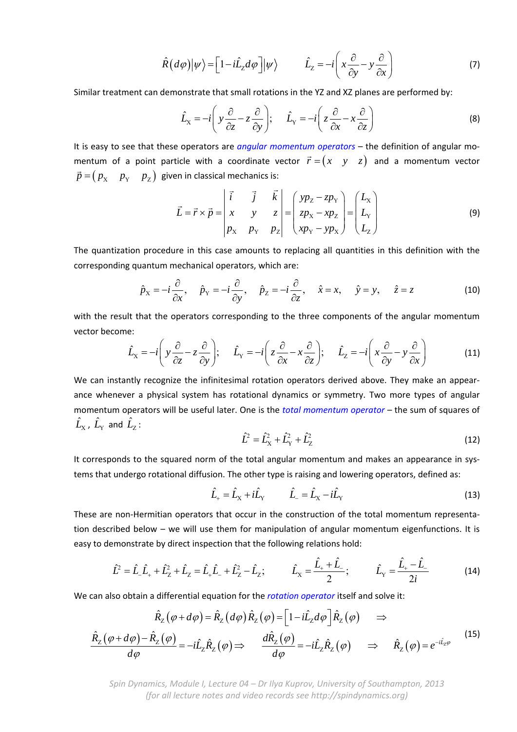$$\hat{R}(d\varphi)|\psi\rangle = \left[1 - i\hat{L}_Z d\varphi\right]|\psi\rangle \qquad \hat{L}_Z = -i\left(x\frac{\partial}{\partial y} - y\frac{\partial}{\partial x}\right) \tag{7}$$

Similar treatment can demonstrate that small rotations in the YZ and XZ planes are performed by:

$$\hat{L}_X = -i\left(y\frac{\partial}{\partial z} - z\frac{\partial}{\partial y}\right); \qquad \hat{L}_Y = -i\left(z\frac{\partial}{\partial x} - x\frac{\partial}{\partial z}\right) \tag{8}$$

It is easy to see that these operators are *angular momentum operators* – the definition of angular momentum of a point particle with a coordinate vector $\vec{r} = \begin{pmatrix} x & y & z \end{pmatrix}$ and a momentum vector $\vec{p} = \begin{pmatrix} p_X & p_Y & p_Z \end{pmatrix}$ given in classical mechanics is:

$$\vec{L} = \vec{r} \times \vec{p} = \begin{vmatrix} \vec{i} & \vec{j} & \vec{k} \\ x & y & z \\ p_X & p_Y & p_Z \end{vmatrix} = \begin{pmatrix} yp_Z - zp_Y \\ zp_X - xp_Z \\ xp_Y - yp_X \end{pmatrix} = \begin{pmatrix} L_X \\ L_Y \\ L_Z \end{pmatrix} \tag{9}$$

The quantization procedure in this case amounts to replacing all quantities in this definition with the corresponding quantum mechanical operators, which are:

$$\hat{p}_X = -i\frac{\partial}{\partial x}, \quad \hat{p}_Y = -i\frac{\partial}{\partial y}, \quad \hat{p}_Z = -i\frac{\partial}{\partial z}, \quad \hat{x} = x, \quad \hat{y} = y, \quad \hat{z} = z \tag{10}$$

with the result that the operators corresponding to the three components of the angular momentum vector become:

$$\hat{L}_X = -i\left(y\frac{\partial}{\partial z} - z\frac{\partial}{\partial y}\right); \quad \hat{L}_Y = -i\left(z\frac{\partial}{\partial x} - x\frac{\partial}{\partial z}\right); \quad \hat{L}_Z = -i\left(x\frac{\partial}{\partial y} - y\frac{\partial}{\partial x}\right) \tag{11}$$

We can instantly recognize the infinitesimal rotation operators derived above. They make an appearance whenever a physical system has rotational dynamics or symmetry. Two more types of angular momentum operators will be useful later. One is the *total momentum operator* – the sum of squares of $\hat{L}_X$, $\hat{L}_Y$ and $\hat{L}_Z$:

$$\hat{L}^2 = \hat{L}_X^2 + \hat{L}_Y^2 + \hat{L}_Z^2 \tag{12}$$

It corresponds to the squared norm of the total angular momentum and makes an appearance in systems that undergo rotational diffusion. The other type is raising and lowering operators, defined as:

$$\hat{L}_+ = \hat{L}_X + i\hat{L}_Y \qquad \hat{L}_- = \hat{L}_X - i\hat{L}_Y \tag{13}$$

These are non-Hermitian operators that occur in the construction of the total momentum representation described below – we will use them for manipulation of angular momentum eigenfunctions. It is easy to demonstrate by direct inspection that the following relations hold:

$$\hat{L}^2 = \hat{L}_-\hat{L}_+ + \hat{L}_Z^2 + \hat{L}_Z = \hat{L}_+\hat{L}_- + \hat{L}_Z^2 - \hat{L}_Z; \qquad \hat{L}_X = \frac{\hat{L}_+ + \hat{L}_-}{2}; \qquad \hat{L}_Y = \frac{\hat{L}_+ - \hat{L}_-}{2i} \tag{14}$$

We can also obtain a differential equation for the *rotation operator* itself and solve it:

$$\begin{gathered} \hat{R}_Z(\varphi + d\varphi) = \hat{R}_Z(d\varphi)\hat{R}_Z(\varphi) = \left[1 - i\hat{L}_Z d\varphi\right]\hat{R}_Z(\varphi) \quad \Rightarrow \\ \frac{\hat{R}_Z(\varphi + d\varphi) - \hat{R}_Z(\varphi)}{d\varphi} = -i\hat{L}_Z\hat{R}_Z(\varphi) \Rightarrow \quad \frac{d\hat{R}_Z(\varphi)}{d\varphi} = -i\hat{L}_Z\hat{R}_Z(\varphi) \quad \Rightarrow \quad \hat{R}_Z(\varphi) = e^{-i\hat{L}_Z\varphi} \end{gathered} \tag{15}$$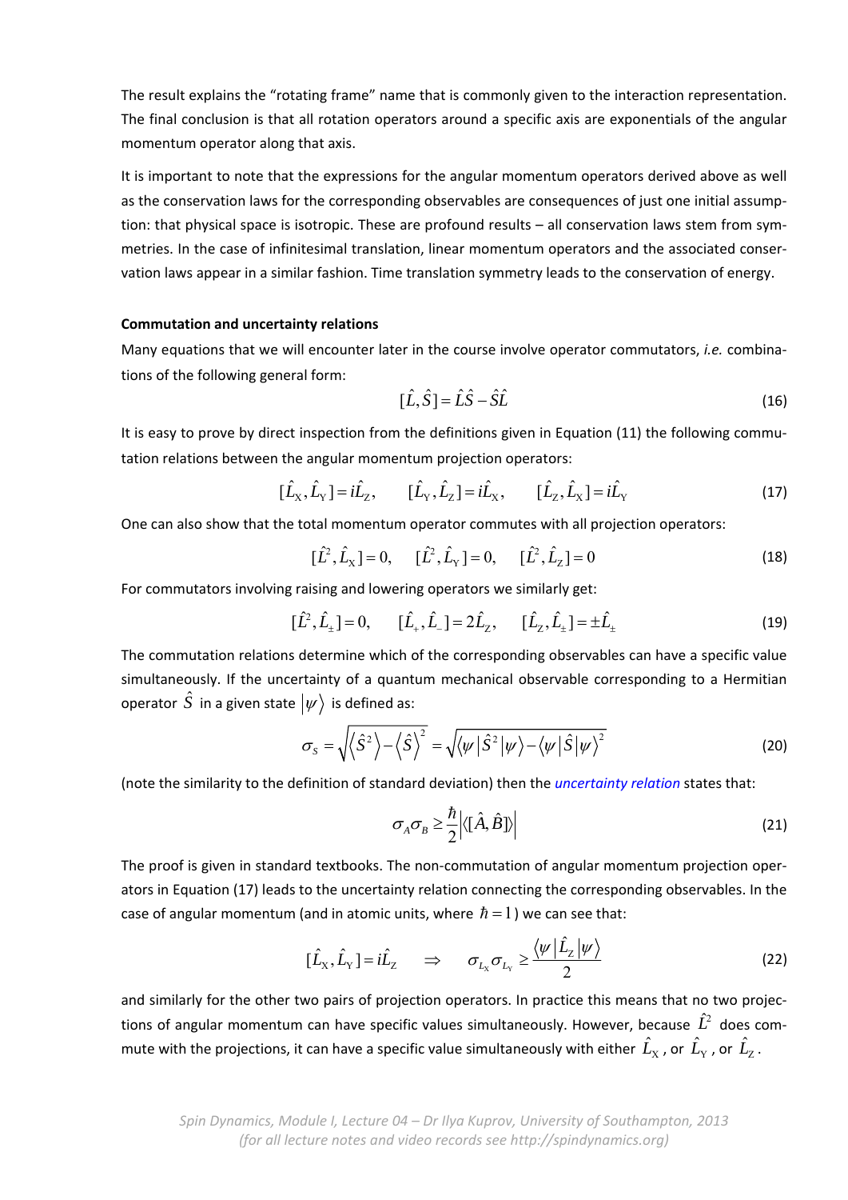The result explains the "rotating frame" name that is commonly given to the interaction representation. The final conclusion is that all rotation operators around a specific axis are exponentials of the angular momentum operator along that axis.

It is important to note that the expressions for the angular momentum operators derived above as well as the conservation laws for the corresponding observables are consequences of just one initial assumption: that physical space is isotropic. These are profound results – all conservation laws stem from symmetries. In the case of infinitesimal translation, linear momentum operators and the associated conservation laws appear in a similar fashion. Time translation symmetry leads to the conservation of energy.

**Commutation and uncertainty relations**

Many equations that we will encounter later in the course involve operator commutators, *i.e.* combinations of the following general form:

$$[\hat{L},\hat{S}] = \hat{L}\hat{S} - \hat{S}\hat{L} \tag{16}$$

It is easy to prove by direct inspection from the definitions given in Equation (11) the following commutation relations between the angular momentum projection operators:

$$[\hat{L}_{\rm X},\hat{L}_{\rm Y}] = i\hat{L}_{\rm Z}, \qquad [\hat{L}_{\rm Y},\hat{L}_{\rm Z}] = i\hat{L}_{\rm X}, \qquad [\hat{L}_{\rm Z},\hat{L}_{\rm X}] = i\hat{L}_{\rm Y} \tag{17}$$

One can also show that the total momentum operator commutes with all projection operators:

$$[\hat{L}^2,\hat{L}_{\rm X}] = 0, \qquad [\hat{L}^2,\hat{L}_{\rm Y}] = 0, \qquad [\hat{L}^2,\hat{L}_{\rm Z}] = 0 \tag{18}$$

For commutators involving raising and lowering operators we similarly get:

$$[\hat{L}^2,\hat{L}_{\pm}] = 0, \qquad [\hat{L}_{+},\hat{L}_{-}] = 2\hat{L}_{\rm Z}, \qquad [\hat{L}_{\rm Z},\hat{L}_{\pm}] = \pm\hat{L}_{\pm} \tag{19}$$

The commutation relations determine which of the corresponding observables can have a specific value simultaneously. If the uncertainty of a quantum mechanical observable corresponding to a Hermitian operator $\hat{S}$ in a given state $|\psi\rangle$ is defined as:

$$\sigma_S = \sqrt{\langle \hat{S}^2 \rangle - \langle \hat{S} \rangle^2} = \sqrt{\langle \psi | \hat{S}^2 | \psi \rangle - \langle \psi | \hat{S} | \psi \rangle^2} \tag{20}$$

(note the similarity to the definition of standard deviation) then the *uncertainty relation* states that:

$$\sigma_A \sigma_B \ge \frac{\hbar}{2} \left| \langle [\hat{A},\hat{B}] \rangle \right| \tag{21}$$

The proof is given in standard textbooks. The non-commutation of angular momentum projection operators in Equation (17) leads to the uncertainty relation connecting the corresponding observables. In the case of angular momentum (and in atomic units, where $\hbar = 1$) we can see that:

$$[\hat{L}_{\rm X},\hat{L}_{\rm Y}] = i\hat{L}_{\rm Z} \quad \Rightarrow \quad \sigma_{L_{\rm X}} \sigma_{L_{\rm Y}} \ge \frac{\langle \psi | \hat{L}_{\rm Z} | \psi \rangle}{2} \tag{22}$$

and similarly for the other two pairs of projection operators. In practice this means that no two projections of angular momentum can have specific values simultaneously. However, because $\hat{L}^2$ does commute with the projections, it can have a specific value simultaneously with either $\hat{L}_{\rm X}$, or $\hat{L}_{\rm Y}$, or $\hat{L}_{\rm Z}$.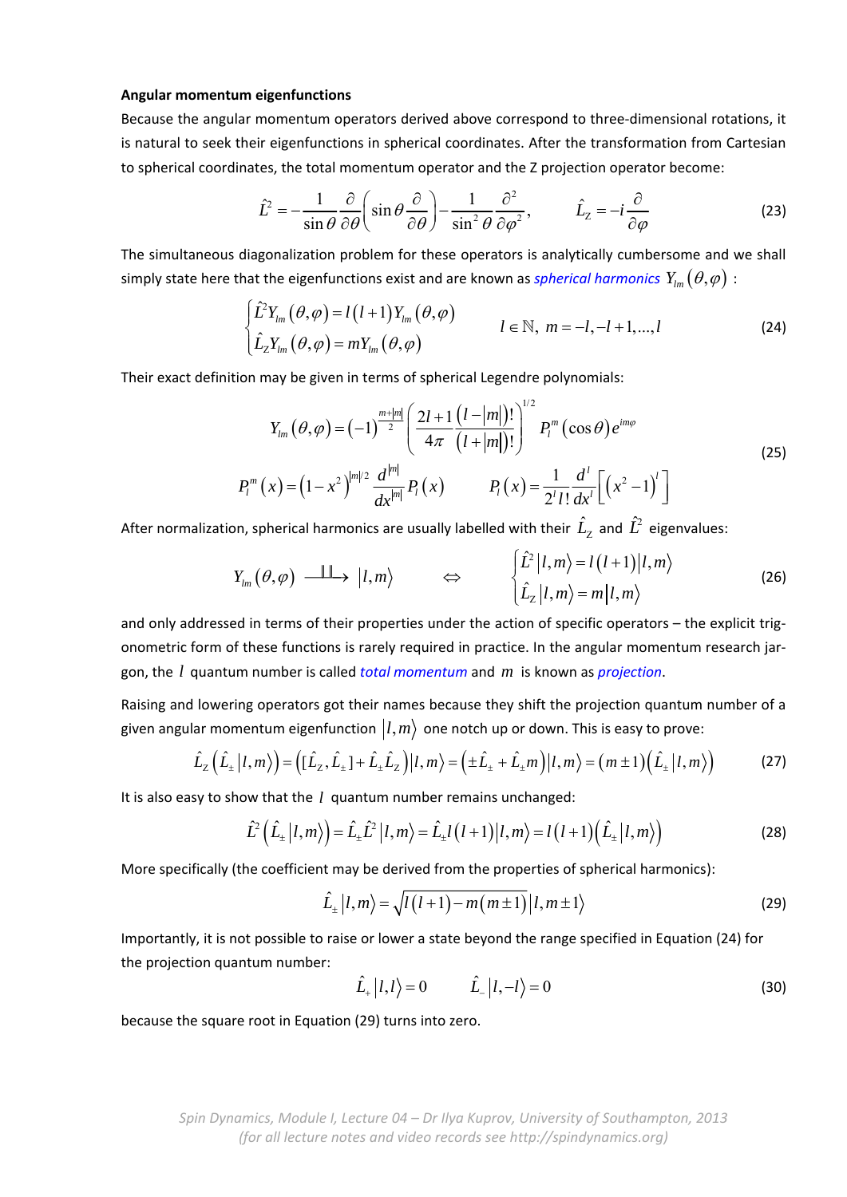**Angular momentum eigenfunctions**

Because the angular momentum operators derived above correspond to three-dimensional rotations, it is natural to seek their eigenfunctions in spherical coordinates. After the transformation from Cartesian to spherical coordinates, the total momentum operator and the Z projection operator become:

$$\hat{L}^2 = -\frac{1}{\sin\theta}\frac{\partial}{\partial\theta}\left(\sin\theta\frac{\partial}{\partial\theta}\right) - \frac{1}{\sin^2\theta}\frac{\partial^2}{\partial\varphi^2}, \qquad \hat{L}_Z = -i\frac{\partial}{\partial\varphi} \tag{23}$$

The simultaneous diagonalization problem for these operators is analytically cumbersome and we shall simply state here that the eigenfunctions exist and are known as *spherical harmonics* $Y_{lm}(\theta,\varphi)$ :

$$\begin{cases} \hat{L}^2 Y_{lm}(\theta,\varphi) = l(l+1)Y_{lm}(\theta,\varphi) \\ \hat{L}_Z Y_{lm}(\theta,\varphi) = mY_{lm}(\theta,\varphi) \end{cases} \qquad l \in \mathbb{N},\ m = -l, -l+1, ..., l \tag{24}$$

Their exact definition may be given in terms of spherical Legendre polynomials:

$$\begin{gathered} Y_{lm}(\theta,\varphi) = (-1)^{\frac{m+|m|}{2}}\left(\frac{2l+1}{4\pi}\frac{(l-|m|)!}{(l+|m|)!}\right)^{1/2} P_l^m(\cos\theta)e^{im\varphi} \\ P_l^m(x) = \left(1-x^2\right)^{|m|/2}\frac{d^{|m|}}{dx^{|m|}}P_l(x) \qquad P_l(x) = \frac{1}{2^l l!}\frac{d^l}{dx^l}\left[\left(x^2-1\right)^l\right] \end{gathered} \tag{25}$$

After normalization, spherical harmonics are usually labelled with their $\hat{L}_Z$ and $\hat{L}^2$ eigenvalues:

$$Y_{lm}(\theta,\varphi) \xrightarrow{\ \ \|\ \ } |l,m\rangle \qquad \Leftrightarrow \qquad \begin{cases} \hat{L}^2|l,m\rangle = l(l+1)|l,m\rangle \\ \hat{L}_Z|l,m\rangle = m|l,m\rangle \end{cases} \tag{26}$$

and only addressed in terms of their properties under the action of specific operators – the explicit trigonometric form of these functions is rarely required in practice. In the angular momentum research jargon, the $l$ quantum number is called *total momentum* and $m$ is known as *projection*.

Raising and lowering operators got their names because they shift the projection quantum number of a given angular momentum eigenfunction $|l,m\rangle$ one notch up or down. This is easy to prove:

$$\hat{L}_Z\left(\hat{L}_\pm|l,m\rangle\right) = \left([\hat{L}_Z,\hat{L}_\pm] + \hat{L}_\pm\hat{L}_Z\right)|l,m\rangle = \left(\pm\hat{L}_\pm + \hat{L}_\pm m\right)|l,m\rangle = (m\pm1)\left(\hat{L}_\pm|l,m\rangle\right) \tag{27}$$

It is also easy to show that the $l$ quantum number remains unchanged:

$$\hat{L}^2\left(\hat{L}_\pm|l,m\rangle\right) = \hat{L}_\pm\hat{L}^2|l,m\rangle = \hat{L}_\pm l(l+1)|l,m\rangle = l(l+1)\left(\hat{L}_\pm|l,m\rangle\right) \tag{28}$$

More specifically (the coefficient may be derived from the properties of spherical harmonics):

$$\hat{L}_\pm|l,m\rangle = \sqrt{l(l+1) - m(m\pm1)}\,|l,m\pm1\rangle \tag{29}$$

Importantly, it is not possible to raise or lower a state beyond the range specified in Equation (24) for the projection quantum number:

$$\hat{L}_+|l,l\rangle = 0 \qquad \hat{L}_-|l,-l\rangle = 0 \tag{30}$$

because the square root in Equation (29) turns into zero.